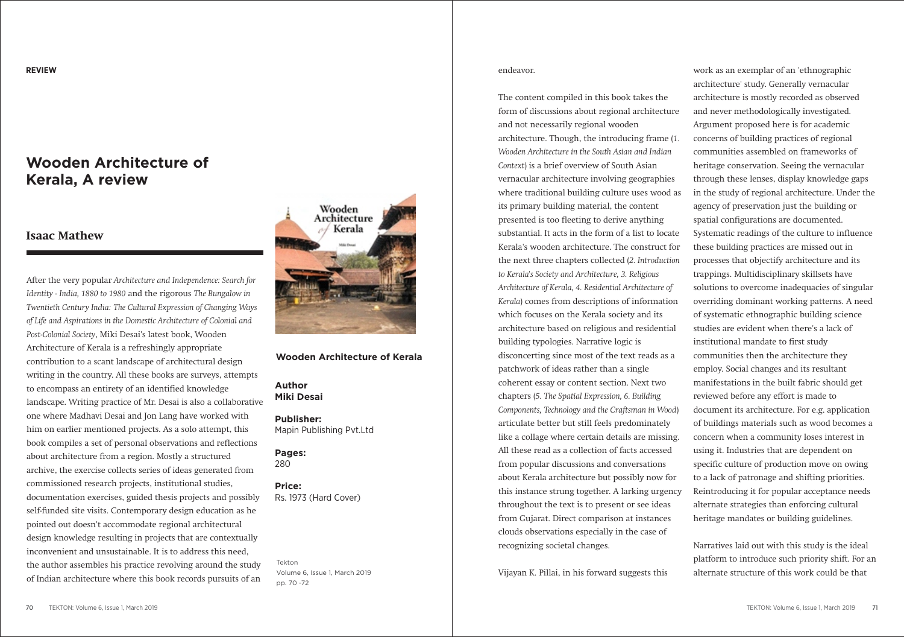REVIEW

# Wooden Architecture of Kerala, A review

## Isaac Mathew

After the very popular *Architecture and Independence: Search for Identity - India, 1880 to 1980* and the rigorous *The Bungalow in Twentieth Century India: The Cultural Expression of Changing Ways of Life and Aspirations in the Domestic Architecture of Colonial and Post-Colonial Society*, Miki Desai's latest book, Wooden Architecture of Kerala is a refreshingly appropriate contribution to a scant landscape of architectural design writing in the country. All these books are surveys, attempts to encompass an entirety of an identified knowledge landscape. Writing practice of Mr. Desai is also a collaborative one where Madhavi Desai and Jon Lang have worked with him on earlier mentioned projects. As a solo attempt, this book compiles a set of personal observations and reflections about architecture from a region. Mostly a structured archive, the exercise collects series of ideas generated from commissioned research projects, institutional studies, documentation exercises, guided thesis projects and possibly self-funded site visits. Contemporary design education as he pointed out doesn't accommodate regional architectural design knowledge resulting in projects that are contextually inconvenient and unsustainable. It is to address this need, the author assembles his practice revolving around the study of Indian architecture where this book records pursuits of an endeavor.

**Wooden Architecture of Kerala**

**Author**
**Miki Desai**

**Publisher:**
Mapin Publishing Pvt.Ltd

**Pages:**
280

**Price:**
Rs. 1973 (Hard Cover)

Tekton
Volume 6, Issue 1, March 2019
pp. 70 -72

The content compiled in this book takes the form of discussions about regional architecture and not necessarily regional wooden architecture. Though, the introducing frame (*1. Wooden Architecture in the South Asian and Indian Context*) is a brief overview of South Asian vernacular architecture involving geographies where traditional building culture uses wood as its primary building material, the content presented is too fleeting to derive anything substantial. It acts in the form of a list to locate Kerala's wooden architecture. The construct for the next three chapters collected (*2. Introduction to Kerala's Society and Architecture, 3. Religious Architecture of Kerala, 4. Residential Architecture of Kerala*) comes from descriptions of information which focuses on the Kerala society and its architecture based on religious and residential building typologies. Narrative logic is disconcerting since most of the text reads as a patchwork of ideas rather than a single coherent essay or content section. Next two chapters (*5. The Spatial Expression, 6. Building Components, Technology and the Craftsman in Wood*) articulate better but still feels predominately like a collage where certain details are missing. All these read as a collection of facts accessed from popular discussions and conversations about Kerala architecture but possibly now for this instance strung together. A larking urgency throughout the text is to present or see ideas from Gujarat. Direct comparison at instances clouds observations especially in the case of recognizing societal changes.

Vijayan K. Pillai, in his forward suggests this work as an exemplar of an 'ethnographic architecture' study. Generally vernacular architecture is mostly recorded as observed and never methodologically investigated. Argument proposed here is for academic concerns of building practices of regional communities assembled on frameworks of heritage conservation. Seeing the vernacular through these lenses, display knowledge gaps in the study of regional architecture. Under the agency of preservation just the building or spatial configurations are documented. Systematic readings of the culture to influence these building practices are missed out in processes that objectify architecture and its trappings. Multidisciplinary skillsets have solutions to overcome inadequacies of singular overriding dominant working patterns. A need of systematic ethnographic building science studies are evident when there's a lack of institutional mandate to first study communities then the architecture they employ. Social changes and its resultant manifestations in the built fabric should get reviewed before any effort is made to document its architecture. For e.g. application of buildings materials such as wood becomes a concern when a community loses interest in using it. Industries that are dependent on specific culture of production move on owing to a lack of patronage and shifting priorities. Reintroducing it for popular acceptance needs alternate strategies than enforcing cultural heritage mandates or building guidelines.

Narratives laid out with this study is the ideal platform to introduce such priority shift. For an alternate structure of this work could be that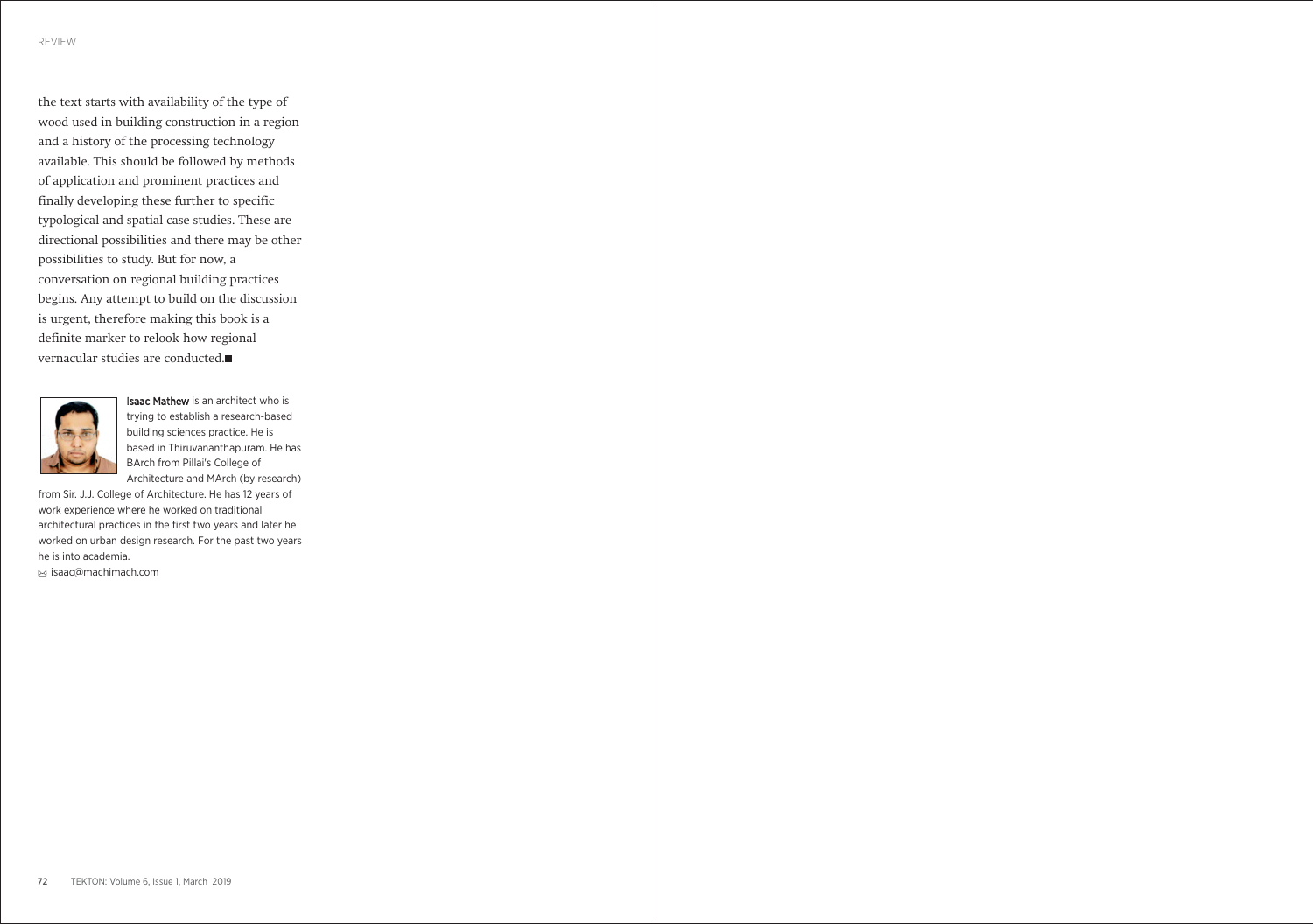the text starts with availability of the type of wood used in building construction in a region and a history of the processing technology available. This should be followed by methods of application and prominent practices and finally developing these further to specific typological and spatial case studies. These are directional possibilities and there may be other possibilities to study. But for now, a conversation on regional building practices begins. Any attempt to build on the discussion is urgent, therefore making this book is a definite marker to relook how regional vernacular studies are conducted.■

**Isaac Mathew** is an architect who is trying to establish a research-based building sciences practice. He is based in Thiruvananthapuram. He has BArch from Pillai's College of Architecture and MArch (by research) from Sir. J.J. College of Architecture. He has 12 years of work experience where he worked on traditional architectural practices in the first two years and later he worked on urban design research. For the past two years he is into academia.

✉ isaac@machimach.com